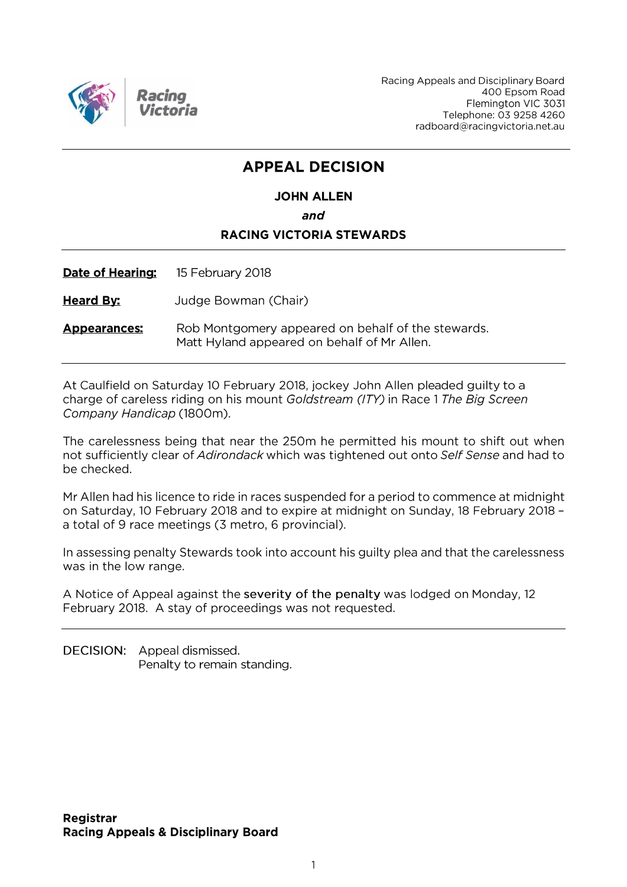Racing Victoria

Racing Appeals and Disciplinary Board
400 Epsom Road
Flemington VIC 3031
Telephone: 03 9258 4260
radboard@racingvictoria.net.au

---

# APPEAL DECISION

**JOHN ALLEN**

***and***

**RACING VICTORIA STEWARDS**

---

**Date of Hearing:** 15 February 2018

**Heard By:** Judge Bowman (Chair)

**Appearances:** Rob Montgomery appeared on behalf of the stewards.
Matt Hyland appeared on behalf of Mr Allen.

---

At Caulfield on Saturday 10 February 2018, jockey John Allen pleaded guilty to a charge of careless riding on his mount *Goldstream (ITY)* in Race 1 *The Big Screen Company Handicap* (1800m).

The carelessness being that near the 250m he permitted his mount to shift out when not sufficiently clear of *Adirondack* which was tightened out onto *Self Sense* and had to be checked.

Mr Allen had his licence to ride in races suspended for a period to commence at midnight on Saturday, 10 February 2018 and to expire at midnight on Sunday, 18 February 2018 – a total of 9 race meetings (3 metro, 6 provincial).

In assessing penalty Stewards took into account his guilty plea and that the carelessness was in the low range.

A Notice of Appeal against the severity of the penalty was lodged on Monday, 12 February 2018. A stay of proceedings was not requested.

---

DECISION: Appeal dismissed.
Penalty to remain standing.

**Registrar**
**Racing Appeals & Disciplinary Board**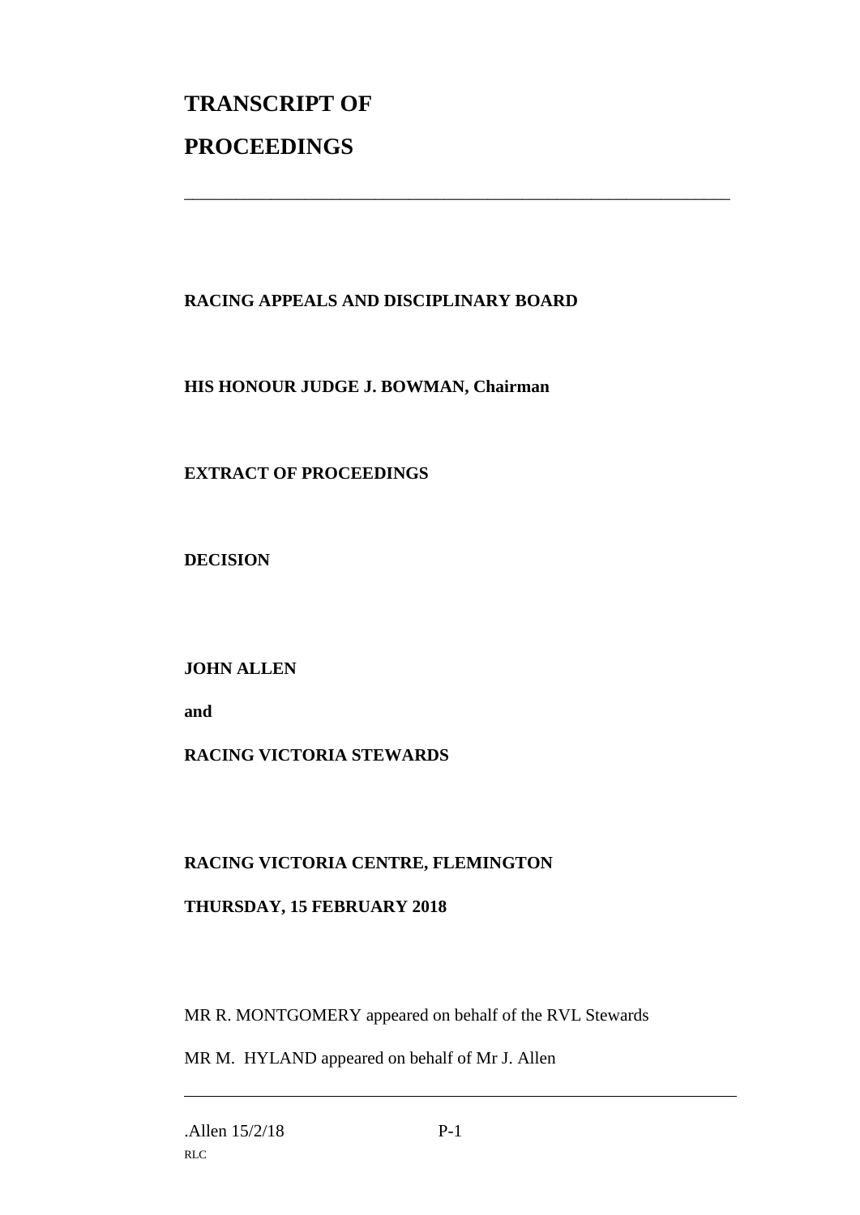# TRANSCRIPT OF PROCEEDINGS

---

**RACING APPEALS AND DISCIPLINARY BOARD**

**HIS HONOUR JUDGE J. BOWMAN, Chairman**

**EXTRACT OF PROCEEDINGS**

**DECISION**

**JOHN ALLEN**

**and**

**RACING VICTORIA STEWARDS**

**RACING VICTORIA CENTRE, FLEMINGTON**

**THURSDAY, 15 FEBRUARY 2018**

MR R. MONTGOMERY appeared on behalf of the RVL Stewards

MR M. HYLAND appeared on behalf of Mr J. Allen

---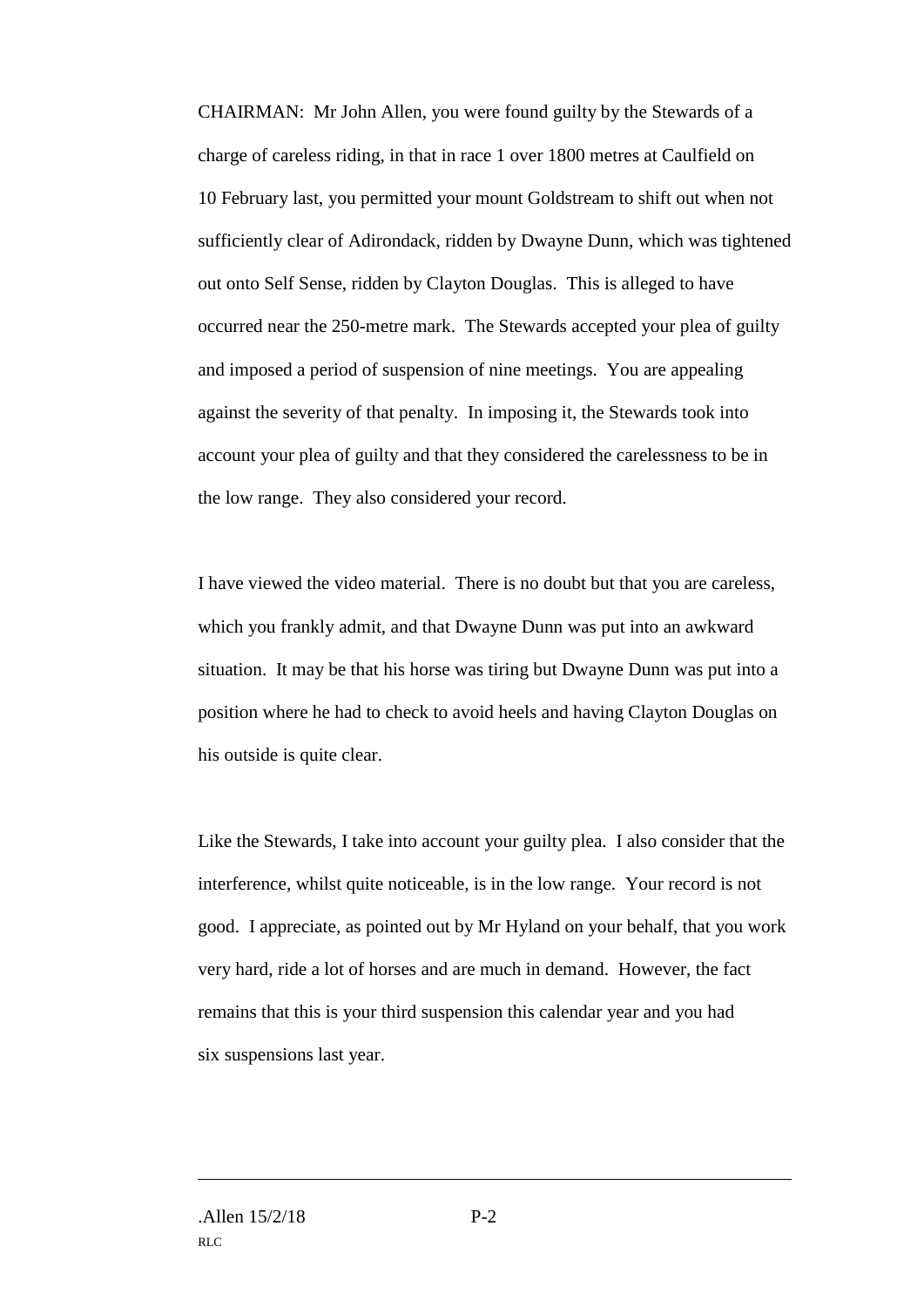CHAIRMAN: Mr John Allen, you were found guilty by the Stewards of a charge of careless riding, in that in race 1 over 1800 metres at Caulfield on 10 February last, you permitted your mount Goldstream to shift out when not sufficiently clear of Adirondack, ridden by Dwayne Dunn, which was tightened out onto Self Sense, ridden by Clayton Douglas. This is alleged to have occurred near the 250-metre mark. The Stewards accepted your plea of guilty and imposed a period of suspension of nine meetings. You are appealing against the severity of that penalty. In imposing it, the Stewards took into account your plea of guilty and that they considered the carelessness to be in the low range. They also considered your record.

I have viewed the video material. There is no doubt but that you are careless, which you frankly admit, and that Dwayne Dunn was put into an awkward situation. It may be that his horse was tiring but Dwayne Dunn was put into a position where he had to check to avoid heels and having Clayton Douglas on his outside is quite clear.

Like the Stewards, I take into account your guilty plea. I also consider that the interference, whilst quite noticeable, is in the low range. Your record is not good. I appreciate, as pointed out by Mr Hyland on your behalf, that you work very hard, ride a lot of horses and are much in demand. However, the fact remains that this is your third suspension this calendar year and you had six suspensions last year.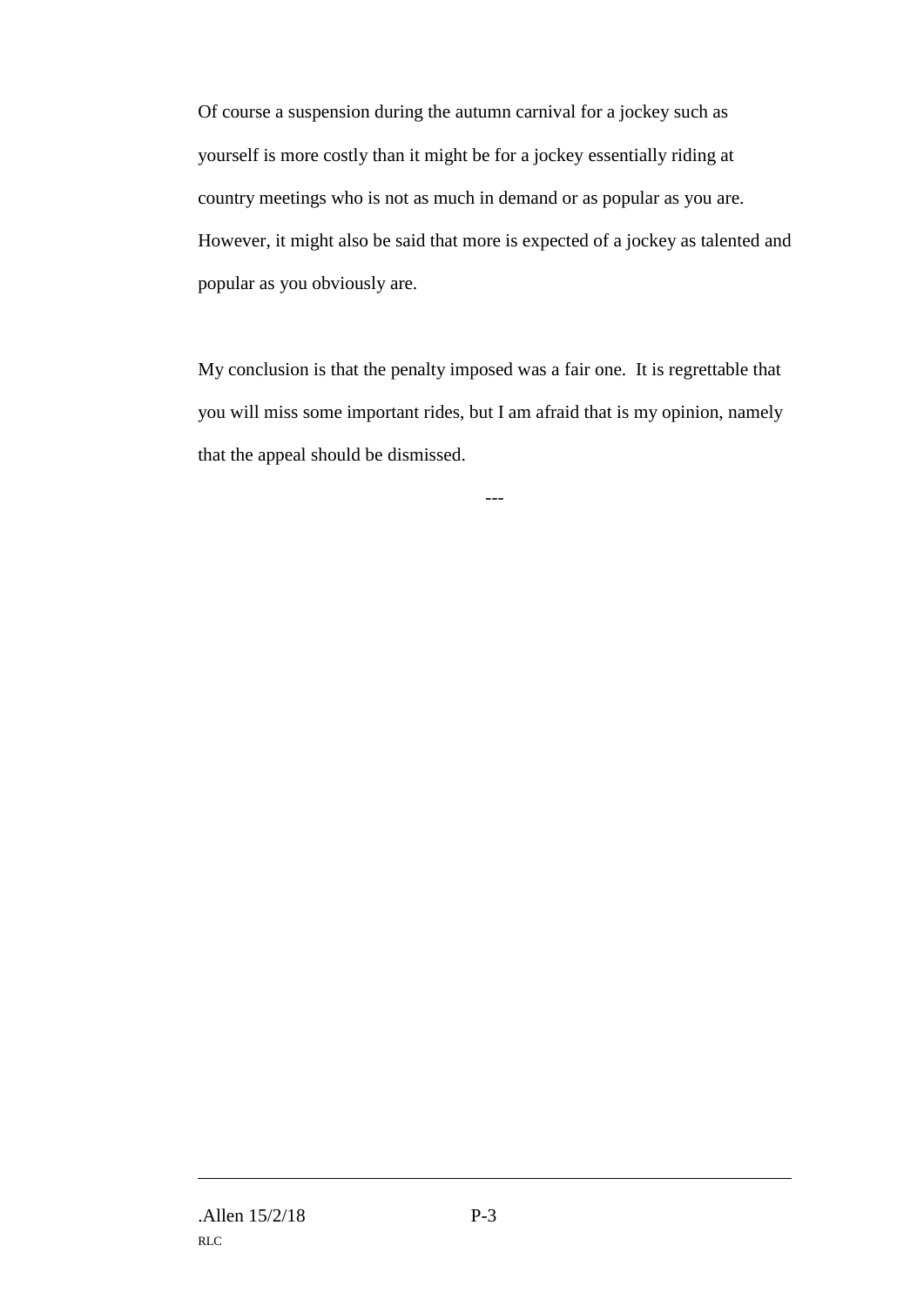Of course a suspension during the autumn carnival for a jockey such as yourself is more costly than it might be for a jockey essentially riding at country meetings who is not as much in demand or as popular as you are. However, it might also be said that more is expected of a jockey as talented and popular as you obviously are.

My conclusion is that the penalty imposed was a fair one. It is regrettable that you will miss some important rides, but I am afraid that is my opinion, namely that the appeal should be dismissed.

---